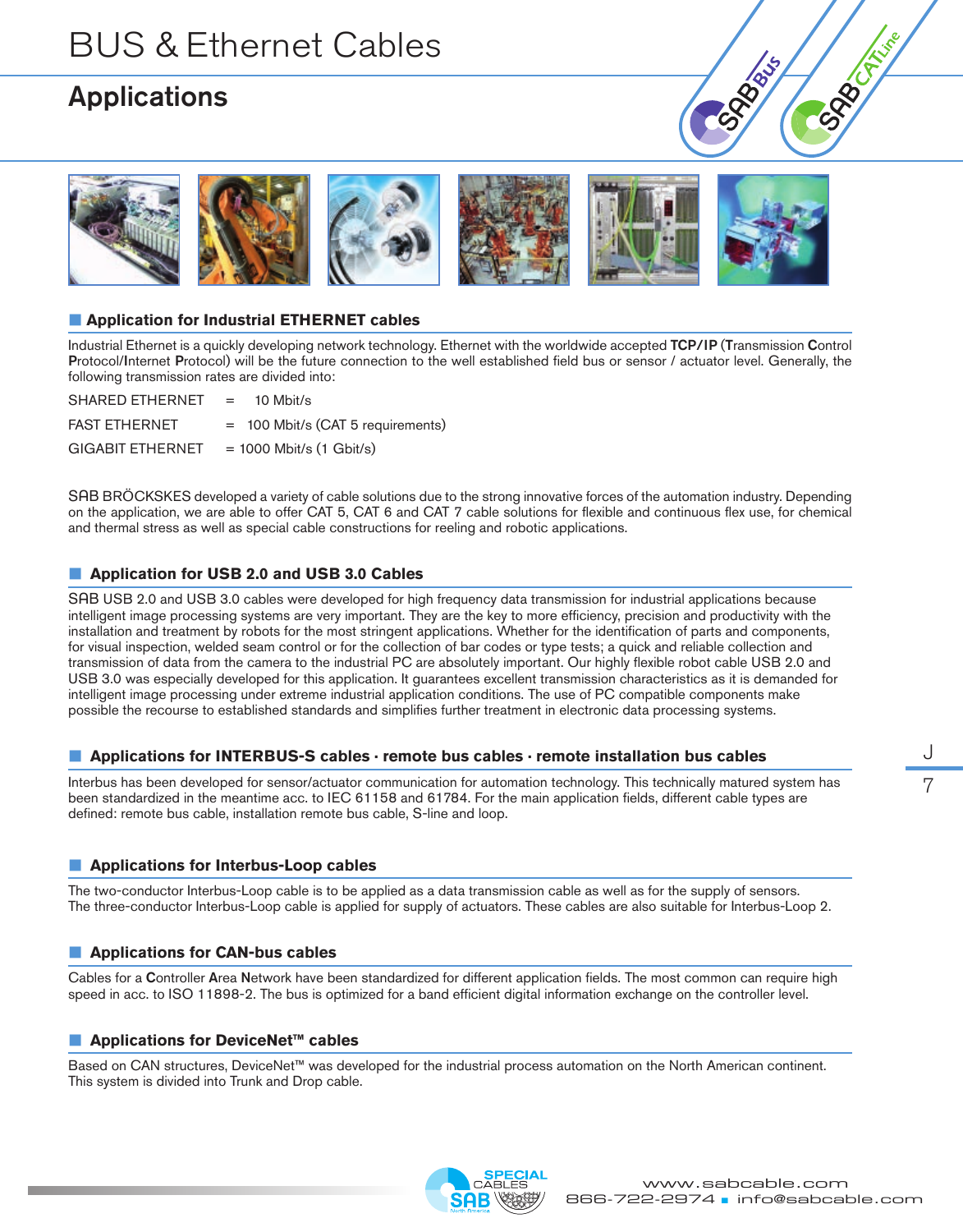# BUS & Ethernet Cables

## Applications

### Application for Industrial ETHERNET cables

Industrial Ethernet is a quickly developing network technology. Ethernet with the worldwide accepted **TCP/IP** (**T**ransmission **C**ontrol **P**rotocol/**I**nternet **P**rotocol) will be the future connection to the well established field bus or sensor / actuator level. Generally, the following transmission rates are divided into:

| | | |
|---|---|---|
| SHARED ETHERNET | = | 10 Mbit/s |
| FAST ETHERNET | = | 100 Mbit/s (CAT 5 requirements) |
| GIGABIT ETHERNET | = | 1000 Mbit/s (1 Gbit/s) |

SAB BRÖCKSKES developed a variety of cable solutions due to the strong innovative forces of the automation industry. Depending on the application, we are able to offer CAT 5, CAT 6 and CAT 7 cable solutions for flexible and continuous flex use, for chemical and thermal stress as well as special cable constructions for reeling and robotic applications.

### Application for USB 2.0 and USB 3.0 Cables

SAB USB 2.0 and USB 3.0 cables were developed for high frequency data transmission for industrial applications because intelligent image processing systems are very important. They are the key to more efficiency, precision and productivity with the installation and treatment by robots for the most stringent applications. Whether for the identification of parts and components, for visual inspection, welded seam control or for the collection of bar codes or type tests; a quick and reliable collection and transmission of data from the camera to the industrial PC are absolutely important. Our highly flexible robot cable USB 2.0 and USB 3.0 was especially developed for this application. It guarantees excellent transmission characteristics as it is demanded for intelligent image processing under extreme industrial application conditions. The use of PC compatible components make possible the recourse to established standards and simplifies further treatment in electronic data processing systems.

### Applications for INTERBUS-S cables · remote bus cables · remote installation bus cables

Interbus has been developed for sensor/actuator communication for automation technology. This technically matured system has been standardized in the meantime acc. to IEC 61158 and 61784. For the main application fields, different cable types are defined: remote bus cable, installation remote bus cable, S-line and loop.

### Applications for Interbus-Loop cables

The two-conductor Interbus-Loop cable is to be applied as a data transmission cable as well as for the supply of sensors. The three-conductor Interbus-Loop cable is applied for supply of actuators. These cables are also suitable for Interbus-Loop 2.

### Applications for CAN-bus cables

Cables for a **C**ontroller **A**rea **N**etwork have been standardized for different application fields. The most common can require high speed in acc. to ISO 11898-2. The bus is optimized for a band efficient digital information exchange on the controller level.

### Applications for DeviceNet™ cables

Based on CAN structures, DeviceNet™ was developed for the industrial process automation on the North American continent. This system is divided into Trunk and Drop cable.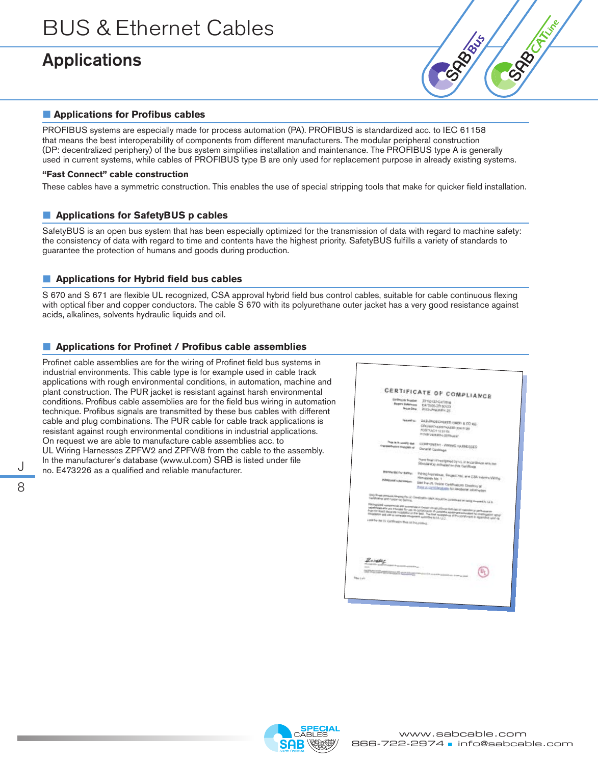# BUS & Ethernet Cables

## Applications

### Applications for Profibus cables

PROFIBUS systems are especially made for process automation (PA). PROFIBUS is standardized acc. to IEC 61158 that means the best interoperability of components from different manufacturers. The modular peripheral construction (DP: decentralized periphery) of the bus system simplifies installation and maintenance. The PROFIBUS type A is generally used in current systems, while cables of PROFIBUS type B are only used for replacement purpose in already existing systems.

**"Fast Connect" cable construction**

These cables have a symmetric construction. This enables the use of special stripping tools that make for quicker field installation.

### Applications for SafetyBUS p cables

SafetyBUS is an open bus system that has been especially optimized for the transmission of data with regard to machine safety: the consistency of data with regard to time and contents have the highest priority. SafetyBUS fulfills a variety of standards to guarantee the protection of humans and goods during production.

### Applications for Hybrid field bus cables

S 670 and S 671 are flexible UL recognized, CSA approval hybrid field bus control cables, suitable for cable continuous flexing with optical fiber and copper conductors. The cable S 670 with its polyurethane outer jacket has a very good resistance against acids, alkalines, solvents hydraulic liquids and oil.

### Applications for Profinet / Profibus cable assemblies

Profinet cable assemblies are for the wiring of Profinet field bus systems in industrial environments. This cable type is for example used in cable track applications with rough environmental conditions, in automation, machine and plant construction. The PUR jacket is resistant against harsh environmental conditions. Profibus cable assemblies are for the field bus wiring in automation technique. Profibus signals are transmitted by these bus cables with different cable and plug combinations. The PUR cable for cable track applications is resistant against rough environmental conditions in industrial applications.
On request we are able to manufacture cable assemblies acc. to UL Wiring Harnesses ZPFW2 and ZPFW8 from the cable to the assembly.
In the manufacturer's database (www.ul.com) SAB is listed under file no. E473226 as a qualified and reliable manufacturer.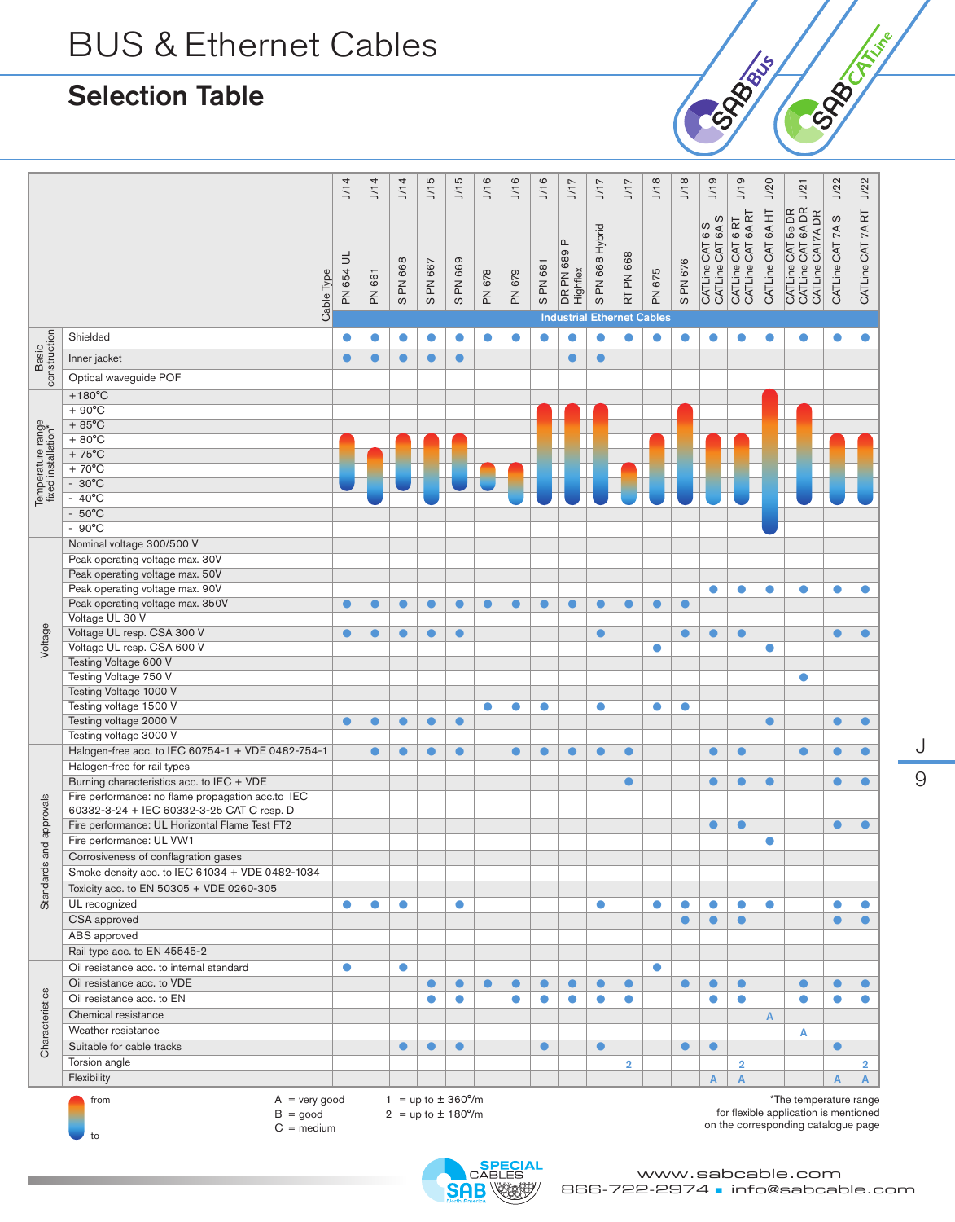# BUS & Ethernet Cables

## Selection Table

Industrial Ethernet Cables

| Group | Cable Type | PN 654 UL | PN 661 | S PN 668 | S PN 667 | S PN 669 | PN 678 | PN 679 | S PN 681 | DR PN 689 P Highflex | S PN 668 Hybrid | RT PN 668 | PN 675 | S PN 676 | CATLine CAT 6 S / CATLine CAT 6A S | CATLine CAT 6 RT / CATLine CAT 6A RT | CATLine CAT 6A HT | CATLine CAT 5e DR / CATLine CAT 6A DR / CATLine CAT7A DR | CATLine CAT 7A S | CATLine CAT 7A RT |
|---|---|---|---|---|---|---|---|---|---|---|---|---|---|---|---|---|---|---|---|---|
| | Page | J/14 | J/14 | J/14 | J/15 | J/15 | J/16 | J/16 | J/16 | J/17 | J/17 | J/17 | J/18 | J/18 | J/19 | J/19 | J/20 | J/21 | J/22 | J/22 |
| Basic construction | Shielded | ● | ● | ● | ● | ● | ● | ● | ● | ● | ● | ● | ● | ● | ● | ● | ● | ● | ● | ● |
| | Inner jacket | ● | ● | ● | ● | ● | | | | ● | ● | | | | | | | | | |
| | Optical waveguide POF | | | | | | | | | | | | | | | | | | | |
| Temperature range fixed installation* | from | +80°C | +75°C | +80°C | +80°C | +80°C | +70°C | +70°C | +90°C | +90°C | +90°C | +70°C | +80°C | +90°C | +80°C | +80°C | +180°C | +90°C | +80°C | +80°C |
| | to | -30°C | -40°C | -30°C | -40°C | -30°C | -30°C | -40°C | -40°C | -40°C | -40°C | -40°C | -40°C | -40°C | -40°C | -40°C | -90°C | -40°C | -40°C | -40°C |
| Voltage | Nominal voltage 300/500 V | | | | | | | | | | | | | | | | | | | |
| | Peak operating voltage max. 30V | | | | | | | | | | | | | | | | | | | |
| | Peak operating voltage max. 50V | | | | | | | | | | | | | | | | | | | |
| | Peak operating voltage max. 90V | | | | | | | | | | | | | | ● | ● | ● | ● | ● | ● |
| | Peak operating voltage max. 350V | ● | ● | ● | ● | ● | ● | ● | ● | ● | ● | ● | ● | ● | | | | | | |
| | Voltage UL 30 V | | | | | | | | | | | | | | | | | | | |
| | Voltage UL resp. CSA 300 V | ● | ● | ● | ● | ● | | | | | ● | | | ● | ● | ● | | | ● | ● |
| | Voltage UL resp. CSA 600 V | | | | | | | | | | | | ● | | | | ● | | | |
| | Testing Voltage 600 V | | | | | | | | | | | | | | | | | | | |
| | Testing Voltage 750 V | | | | | | | | | | | | | | | | | ● | | |
| | Testing Voltage 1000 V | | | | | | | | | | | | | | | | | | | |
| | Testing voltage 1500 V | | | | | | ● | ● | ● | | ● | | ● | ● | | | | | | |
| | Testing voltage 2000 V | ● | ● | ● | ● | ● | | | | | | | | | | | ● | | ● | ● |
| | Testing voltage 3000 V | | | | | | | | | | | | | | | | | | | |
| Standards and approvals | Halogen-free acc. to IEC 60754-1 + VDE 0482-754-1 | | ● | ● | ● | ● | | ● | ● | ● | ● | ● | | | ● | ● | | ● | ● | ● |
| | Halogen-free for rail types | | | | | | | | | | | | | | | | | | | |
| | Burning characteristics acc. to IEC + VDE | | | | | | | | | | | ● | | | ● | ● | ● | | ● | ● |
| | Fire performance: no flame propagation acc.to IEC 60332-3-24 + IEC 60332-3-25 CAT C resp. D | | | | | | | | | | | | | | | | | | | |
| | Fire performance: UL Horizontal Flame Test FT2 | | | | | | | | | | | | | | ● | ● | | | ● | ● |
| | Fire performance: UL VW1 | | | | | | | | | | | | | | | | ● | | | |
| | Corrosiveness of conflagration gases | | | | | | | | | | | | | | | | | | | |
| | Smoke density acc. to IEC 61034 + VDE 0482-1034 | | | | | | | | | | | | | | | | | | | |
| | Toxicity acc. to EN 50305 + VDE 0260-305 | | | | | | | | | | | | | | | | | | | |
| | UL recognized | ● | ● | ● | | ● | | | | | ● | | ● | ● | ● | ● | ● | | ● | ● |
| | CSA approved | | | | | | | | | | | | | ● | ● | ● | | | ● | ● |
| | ABS approved | | | | | | | | | | | | | | | | | | | |
| | Rail type acc. to EN 45545-2 | | | | | | | | | | | | | | | | | | | |
| Characteristics | Oil resistance acc. to internal standard | ● | | ● | | | | | | | | | ● | | | | | | | |
| | Oil resistance acc. to VDE | | | | ● | ● | ● | ● | ● | ● | ● | ● | | ● | ● | ● | | ● | ● | ● |
| | Oil resistance acc. to EN | | | | ● | ● | | ● | ● | ● | ● | ● | | | ● | ● | | ● | ● | ● |
| | Chemical resistance | | | | | | | | | | | | | | | | A | | | |
| | Weather resistance | | | | | | | | | | | | | | | | | A | | |
| | Suitable for cable tracks | | | ● | ● | ● | | | ● | | ● | | | ● | ● | | | | ● | |
| | Torsion angle | | | | | | | | | | | 2 | | | | 2 | | | | 2 |
| | Flexibility | | | | | | | | | | | | | | A | A | | | A | A |

Temperature bar: from (top) – to (bottom)

A = very good
B = good
C = medium

1 = up to ± 360°/m
2 = up to ± 180°/m

*The temperature range for flexible application is mentioned on the corresponding catalogue page

www.sabcable.com
866-722-2974 ■ info@sabcable.com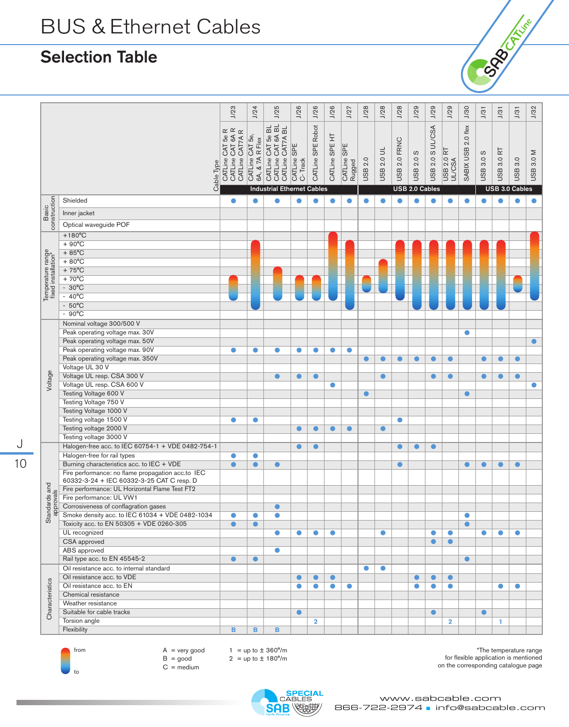# BUS & Ethernet Cables

## Selection Table

| | Cable Type | J/23 | J/24 | J/25 | J/26 | J/26 | J/26 | J/27 | J/28 | J/28 | J/28 | J/29 | J/29 | J/29 | J/30 | J/31 | J/31 | J/31 | J/32 |
|---|---|---|---|---|---|---|---|---|---|---|---|---|---|---|---|---|---|---|---|
| | | CATLine CAT 5e R / CATLine CAT 6A R / CATLine CAT7A R | CATLine CAT 5e, 6A, & 7A R Flex | CATLine CAT 5e BL / CATLine CAT 6A BL / CATLine CAT7A BL | CATLine SPE C-Track | CATLine SPE Robot | CATLine SPE HT | CATLine SPE Rugged | USB 2.0 | USB 2.0 UL | USB 2.0 FRNC | USB 2.0 S | USB 2.0 S UL/CSA | USB 2.0 RT UL/CSA | SABIX USB 2.0 flex | USB 3.0 S | USB 3.0 RT | USB 3.0 | USB 3.0 M |
| | | Industrial Ethernet Cables | | | | | | | USB 2.0 Cables | | | | | | | USB 3.0 Cables | | | |
| Basic construction | Shielded | ● | ● | ● | ● | ● | ● | ● | ● | ● | ● | ● | ● | ● | ● | ● | ● | ● | ● |
| | Inner jacket | | | | | | | | | | | | | | | | | | |
| | Optical waveguide POF | | | | | | | | | | | | | | | | | | |
| Temperature range fixed installation* | from | +70°C | +90°C | +75°C | +70°C | +70°C | +180°C | +90°C | +70°C | +80°C | +90°C | +90°C | +90°C | +90°C | +90°C | +90°C | +90°C | +70°C | +180°C |
| | to | - 40°C | - 50°C | - 40°C | - 40°C | - 40°C | - 40°C | - 50°C | - 30°C | - 30°C | - 50°C | - 50°C | - 50°C | - 50°C | - 50°C | - 50°C | - 50°C | - 30°C | - 40°C |
| Voltage | Nominal voltage 300/500 V | | | | | | | | | | | | | | | | | | |
| | Peak operating voltage max. 30V | | | | | | | | | | | | | | ● | | | | |
| | Peak operating voltage max. 50V | | | | | | | | | | | | | | | | | | ● |
| | Peak operating voltage max. 90V | ● | ● | ● | ● | ● | ● | ● | | | | | | | | | | | |
| | Peak operating voltage max. 350V | | | | | | | | ● | ● | ● | ● | ● | ● | | ● | ● | ● | |
| | Voltage UL 30 V | | | | | | | | | | | | | | | | | | |
| | Voltage UL resp. CSA 300 V | | | ● | ● | ● | | | | ● | | | ● | ● | | ● | ● | ● | |
| | Voltage UL resp. CSA 600 V | | | | | | ● | | | | | | | | | | | | ● |
| | Testing Voltage 600 V | | | | | | | | ● | | | | | | ● | | | | |
| | Testing Voltage 750 V | | | | | | | | | | | | | | | | | | |
| | Testing Voltage 1000 V | | | | | | | | | | | | | | | | | | |
| | Testing voltage 1500 V | ● | ● | | | | | | | | ● | | | | | | | | |
| | Testing voltage 2000 V | | | | ● | ● | ● | ● | | ● | | | | | | | | | |
| | Testing voltage 3000 V | | | | | | | | | | | | | | | | | | |
| Standards and approvals | Halogen-free acc. to IEC 60754-1 + VDE 0482-754-1 | | | | ● | ● | | | | | ● | ● | ● | | | | | | |
| | Halogen-free for rail types | ● | ● | | | | | | | | | | | | | | | | |
| | Burning characteristics acc. to IEC + VDE | ● | ● | ● | | | | | | | ● | | | | ● | ● | ● | ● | |
| | Fire performance: no flame propagation acc.to IEC 60332-3-24 + IEC 60332-3-25 CAT C resp. D | | | | | | | | | | | | | | | | | | |
| | Fire performance: UL Horizontal Flame Test FT2 | | | | | | | | | | | | | | | | | | |
| | Fire performance: UL VW1 | | | | | | | | | | | | | | | | | | |
| | Corrosiveness of conflagration gases | | | ● | | | | | | | | | | | | | | | |
| | Smoke density acc. to IEC 61034 + VDE 0482-1034 | ● | ● | ● | | | | | | | | | | | ● | | | | |
| | Toxicity acc. to EN 50305 + VDE 0260-305 | ● | ● | | | | | | | | | | | | ● | | | | |
| | UL recognized | | | ● | ● | ● | ● | | | ● | | | ● | ● | | ● | ● | ● | |
| | CSA approved | | | | | | | | | | | | ● | ● | | | | | |
| | ABS approved | | | ● | | | | | | | | | | | | | | | |
| | Rail type acc. to EN 45545-2 | ● | ● | | | | | | | | | | | | ● | | | | |
| Characteristics | Oil resistance acc. to internal standard | | | | | | | | ● | ● | | | | | | | | | |
| | Oil resistance acc. to VDE | | | | ● | ● | ● | | | | | ● | ● | ● | | | | | |
| | Oil resistance acc. to EN | | | | ● | ● | ● | ● | | | | ● | ● | ● | | | ● | ● | |
| | Chemical resistance | | | | | | | | | | | | | | | | | | |
| | Weather resistance | | | | | | | | | | | | | | | | | | |
| | Suitable for cable tracks | | | | ● | | | | | | | | ● | | | ● | | | |
| | Torsion angle | | | | | 2 | | | | | | | | 2 | | | 1 | | |
| | Flexibility | B | B | B | | | | | | | | | | | | | | | |

Temperature bar: from (top) – to (bottom)

A = very good
B = good
C = medium

1 = up to ± 360°/m
2 = up to ± 180°/m

*The temperature range for flexible application is mentioned on the corresponding catalogue page

www.sabcable.com
866-722-2974 ■ info@sabcable.com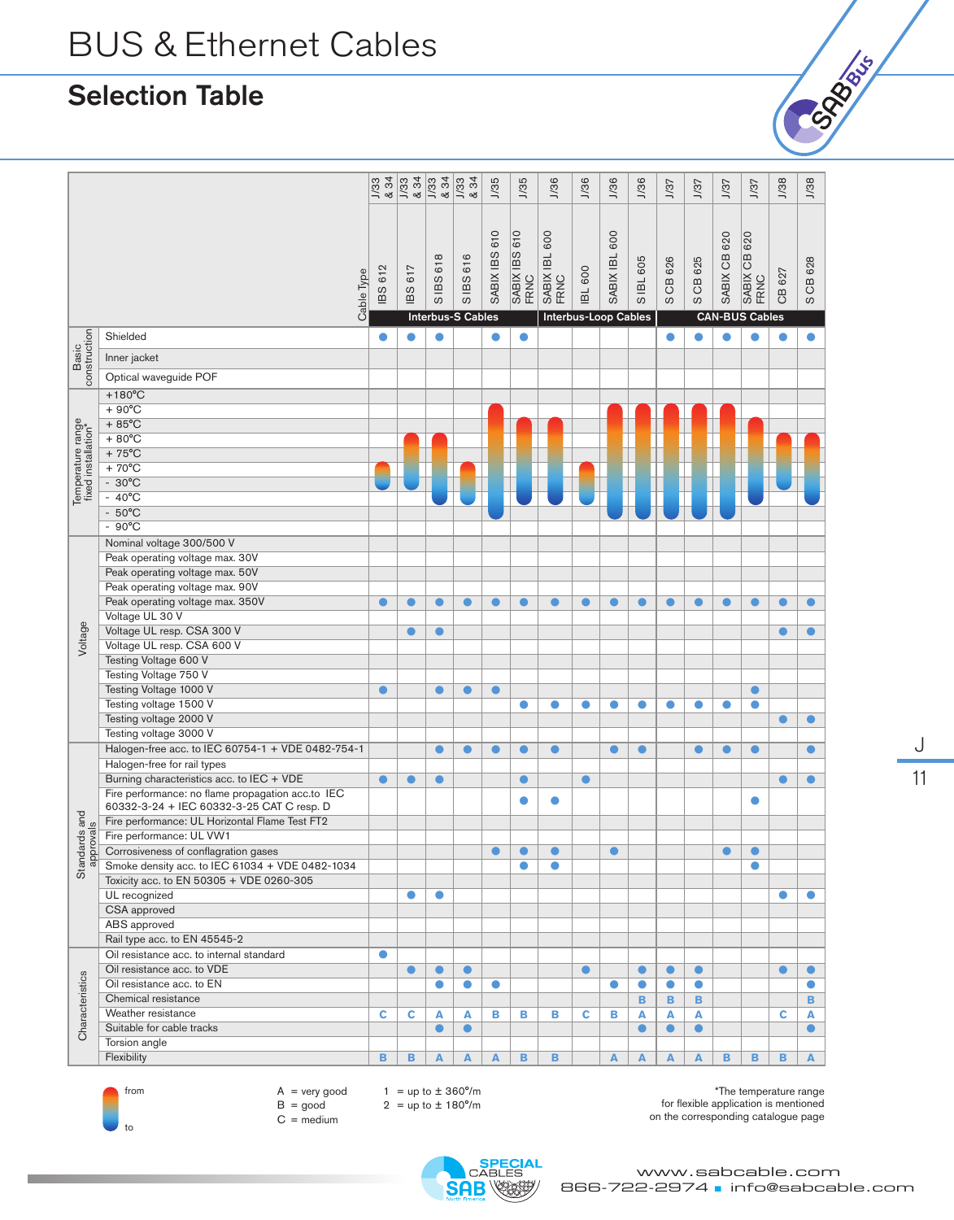# BUS & Ethernet Cables

## Selection Table

| Section | Cable Type | IBS 612 | IBS 617 | S IBS 618 | S IBS 616 | SABIX IBS 610 | SABIX IBS 610 FRNC | SABIX IBL 600 FRNC | IBL 600 | SABIX IBL 600 | S IBL 605 | S CB 626 | S CB 625 | SABIX CB 620 | SABIX CB 620 FRNC | CB 627 | S CB 628 |
|---|---|---|---|---|---|---|---|---|---|---|---|---|---|---|---|---|---|
| | Page | J/33 & 34 | J/33 & 34 | J/33 & 34 | J/33 & 34 | J/35 | J/35 | J/36 | J/36 | J/36 | J/36 | J/37 | J/37 | J/37 | J/37 | J/38 | J/38 |
| | | Interbus-S Cables | | | | | | Interbus-Loop Cables | | | | CAN-BUS Cables | | | | | |
| Basic construction | Shielded | ● | ● | ● | | ● | ● | | | | | ● | ● | ● | ● | ● | ● |
| | Inner jacket | | | | | | | | | | | | | | | | |
| | Optical waveguide POF | | | | | | | | | | | | | | | | |
| Temperature range fixed installation* | from | + 70°C | + 80°C | + 80°C | + 70°C | + 90°C | + 85°C | + 85°C | + 70°C | + 90°C | + 90°C | + 90°C | + 90°C | + 90°C | + 85°C | + 80°C | + 80°C |
| | to | - 30°C | - 30°C | - 40°C | - 40°C | - 50°C | - 40°C | - 40°C | - 40°C | - 50°C | - 50°C | - 50°C | - 50°C | - 50°C | - 40°C | - 30°C | - 40°C |
| Voltage | Nominal voltage 300/500 V | | | | | | | | | | | | | | | | |
| | Peak operating voltage max. 30V | | | | | | | | | | | | | | | | |
| | Peak operating voltage max. 50V | | | | | | | | | | | | | | | | |
| | Peak operating voltage max. 90V | | | | | | | | | | | | | | | | |
| | Peak operating voltage max. 350V | ● | ● | ● | ● | ● | ● | ● | ● | ● | ● | ● | ● | ● | ● | ● | ● |
| | Voltage UL 30 V | | | | | | | | | | | | | | | | |
| | Voltage UL resp. CSA 300 V | | ● | ● | | | | | | | | | | | | ● | ● |
| | Voltage UL resp. CSA 600 V | | | | | | | | | | | | | | | | |
| | Testing Voltage 600 V | | | | | | | | | | | | | | | | |
| | Testing Voltage 750 V | | | | | | | | | | | | | | | | |
| | Testing Voltage 1000 V | ● | | ● | ● | ● | | | | | | | | | ● | | |
| | Testing voltage 1500 V | | | | | | ● | ● | ● | ● | ● | ● | ● | ● | ● | | |
| | Testing voltage 2000 V | | | | | | | | | | | | | | | ● | ● |
| | Testing voltage 3000 V | | | | | | | | | | | | | | | | |
| Standards and approvals | Halogen-free acc. to IEC 60754-1 + VDE 0482-754-1 | | | ● | ● | ● | ● | ● | | ● | ● | | ● | ● | ● | | ● |
| | Halogen-free for rail types | | | | | | | | | | | | | | | | |
| | Burning characteristics acc. to IEC + VDE | ● | ● | ● | | | ● | | ● | | | | | | | ● | ● |
| | Fire performance: no flame propagation acc.to IEC 60332-3-24 + IEC 60332-3-25 CAT C resp. D | | | | | | ● | ● | | | | | | | ● | | |
| | Fire performance: UL Horizontal Flame Test FT2 | | | | | | | | | | | | | | | | |
| | Fire performance: UL VW1 | | | | | | | | | | | | | | | | |
| | Corrosiveness of conflagration gases | | | | | ● | ● | ● | | ● | | | | ● | ● | | |
| | Smoke density acc. to IEC 61034 + VDE 0482-1034 | | | | | | ● | ● | | | | | | | ● | | |
| | Toxicity acc. to EN 50305 + VDE 0260-305 | | | | | | | | | | | | | | | | |
| | UL recognized | | ● | ● | | | | | | | | | | | | ● | ● |
| | CSA approved | | | | | | | | | | | | | | | | |
| | ABS approved | | | | | | | | | | | | | | | | |
| | Rail type acc. to EN 45545-2 | | | | | | | | | | | | | | | | |
| Characteristics | Oil resistance acc. to internal standard | ● | | | | | | | | | | | | | | | |
| | Oil resistance acc. to VDE | | ● | ● | ● | | | | ● | | ● | ● | ● | | | ● | ● |
| | Oil resistance acc. to EN | | | ● | ● | ● | | | | ● | ● | ● | ● | | | | ● |
| | Chemical resistance | | | | | | | | | | B | B | B | | | | B |
| | Weather resistance | C | C | A | A | B | B | B | C | B | A | A | A | | | C | A |
| | Suitable for cable tracks | | | ● | ● | | | | | | ● | ● | ● | | | | ● |
| | Torsion angle | | | | | | | | | | | | | | | | |
| | Flexibility | B | B | A | A | A | B | B | | A | A | A | A | B | B | B | A |

Temperature bar: from (top) – to (bottom)

A = very good
B = good
C = medium

1 = up to ± 360°/m
2 = up to ± 180°/m

*The temperature range for flexible application is mentioned on the corresponding catalogue page

www.sabcable.com
866-722-2974 ■ info@sabcable.com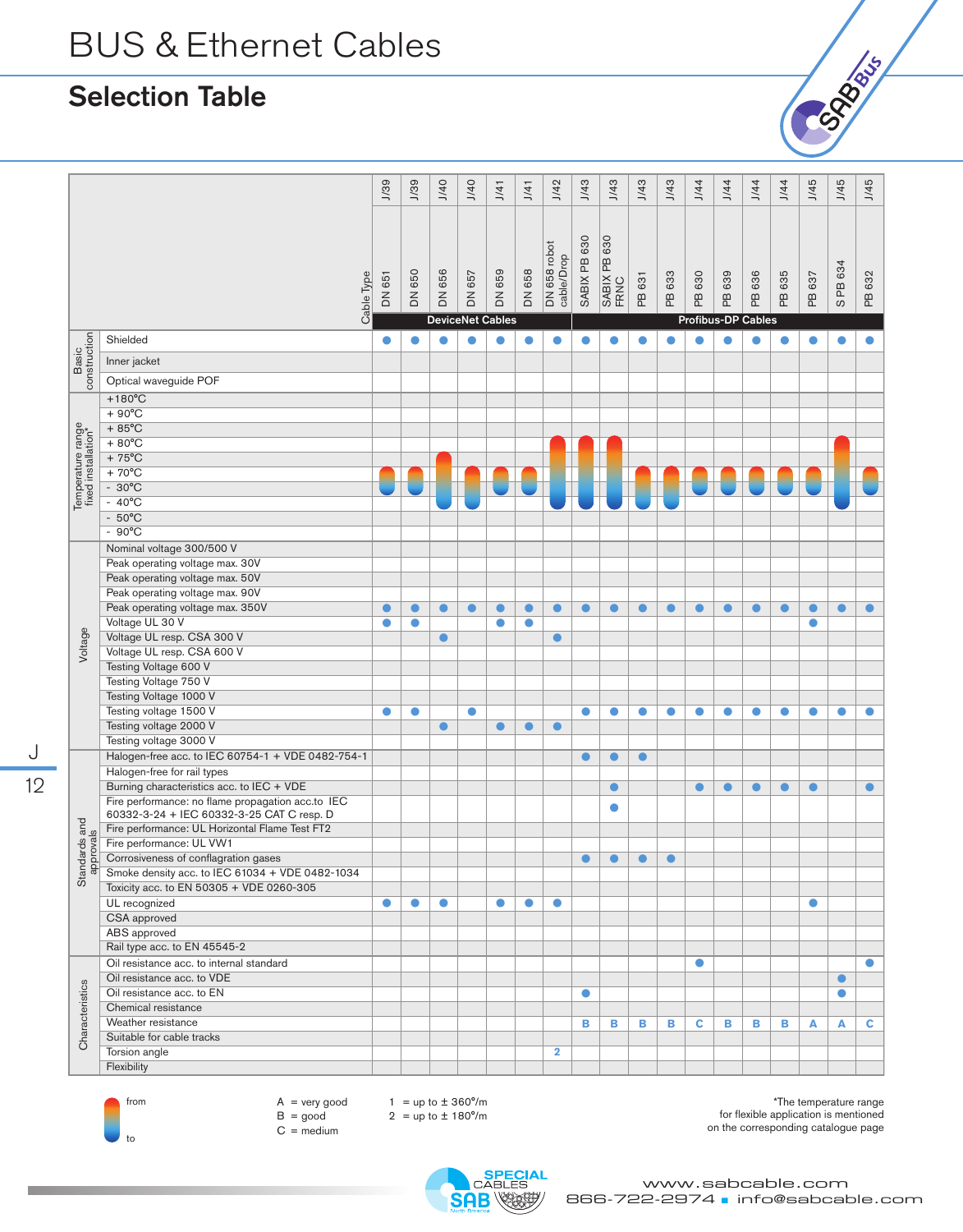# BUS & Ethernet Cables

## Selection Table

| | | J/39 | J/39 | J/40 | J/40 | J/41 | J/41 | J/42 | J/43 | J/43 | J/43 | J/43 | J/44 | J/44 | J/44 | J/44 | J/45 | J/45 | J/45 |
|---|---|---|---|---|---|---|---|---|---|---|---|---|---|---|---|---|---|---|---|
| | Cable Type | DN 651 | DN 650 | DN 656 | DN 657 | DN 659 | DN 658 | DN 658 robot cable/Drop | SABIX PB 630 | SABIX PB 630 FRNC | PB 631 | PB 633 | PB 630 | PB 639 | PB 636 | PB 635 | PB 637 | S PB 634 | PB 632 |
| | | DeviceNet Cables | | | | | | | Profibus-DP Cables | | | | | | | | | | |
| Basic construction | Shielded | • | • | • | • | • | • | • | • | • | • | • | • | • | • | • | • | • | • |
| | Inner jacket | | | | | | | | | | | | | | | | | | |
| | Optical waveguide POF | | | | | | | | | | | | | | | | | | |
| Temperature range fixed installation* (from / to) | | +70°C / -30°C | +70°C / -30°C | +75°C / -40°C | +70°C / -40°C | +70°C / -30°C | +70°C / -30°C | +80°C / -40°C | +80°C / -40°C | +80°C / -40°C | +70°C / -40°C | +70°C / -40°C | +70°C / -30°C | +70°C / -30°C | +70°C / -30°C | +70°C / -30°C | +70°C / -30°C | +80°C / -40°C | +70°C / -30°C |
| Voltage | Nominal voltage 300/500 V | | | | | | | | | | | | | | | | | | |
| | Peak operating voltage max. 30V | | | | | | | | | | | | | | | | | | |
| | Peak operating voltage max. 50V | | | | | | | | | | | | | | | | | | |
| | Peak operating voltage max. 90V | | | | | | | | | | | | | | | | | | |
| | Peak operating voltage max. 350V | • | • | • | • | • | • | • | • | • | • | • | • | • | • | • | • | • | • |
| | Voltage UL 30 V | • | • | | | • | • | | | | | | | | | | • | | |
| | Voltage UL resp. CSA 300 V | | | • | | | | • | | | | | | | | | | | |
| | Voltage UL resp. CSA 600 V | | | | | | | | | | | | | | | | | | |
| | Testing Voltage 600 V | | | | | | | | | | | | | | | | | | |
| | Testing Voltage 750 V | | | | | | | | | | | | | | | | | | |
| | Testing Voltage 1000 V | | | | | | | | | | | | | | | | | | |
| | Testing voltage 1500 V | • | • | | • | | | | • | • | • | • | • | • | • | • | • | • | • |
| | Testing voltage 2000 V | | | • | | • | • | • | | | | | | | | | | | |
| | Testing voltage 3000 V | | | | | | | | | | | | | | | | | | |
| Standards and approvals | Halogen-free acc. to IEC 60754-1 + VDE 0482-754-1 | | | | | | | | • | • | • | | | | | | | | |
| | Halogen-free for rail types | | | | | | | | | | | | | | | | | | |
| | Burning characteristics acc. to IEC + VDE | | | | | | | | | • | | | • | • | • | • | • | | • |
| | Fire performance: no flame propagation acc.to IEC 60332-3-24 + IEC 60332-3-25 CAT C resp. D | | | | | | | | | • | | | | | | | | | |
| | Fire performance: UL Horizontal Flame Test FT2 | | | | | | | | | | | | | | | | | | |
| | Fire performance: UL VW1 | | | | | | | | | | | | | | | | | | |
| | Corrosiveness of conflagration gases | | | | | | | | • | • | • | • | | | | | | | |
| | Smoke density acc. to IEC 61034 + VDE 0482-1034 | | | | | | | | | | | | | | | | | | |
| | Toxicity acc. to EN 50305 + VDE 0260-305 | | | | | | | | | | | | | | | | | | |
| | UL recognized | • | • | • | | • | • | • | | | | | | | | | • | | |
| | CSA approved | | | | | | | | | | | | | | | | | | |
| | ABS approved | | | | | | | | | | | | | | | | | | |
| | Rail type acc. to EN 45545-2 | | | | | | | | | | | | | | | | | | |
| Characteristics | Oil resistance acc. to internal standard | | | | | | | | | | | | • | | | | | | • |
| | Oil resistance acc. to VDE | | | | | | | | | | | | | | | | | • | |
| | Oil resistance acc. to EN | | | | | | | | • | | | | | | | | | • | |
| | Chemical resistance | | | | | | | | | | | | | | | | | | |
| | Weather resistance | | | | | | | | B | B | B | B | C | B | B | B | A | A | C |
| | Suitable for cable tracks | | | | | | | | | | | | | | | | | | |
| | Torsion angle | | | | | | | 2 | | | | | | | | | | | |
| | Flexibility | | | | | | | | | | | | | | | | | | |

from / to

A = very good
B = good
C = medium

1 = up to ± 360°/m
2 = up to ± 180°/m

*The temperature range for flexible application is mentioned on the corresponding catalogue page

www.sabcable.com
866-722-2974 ▪ info@sabcable.com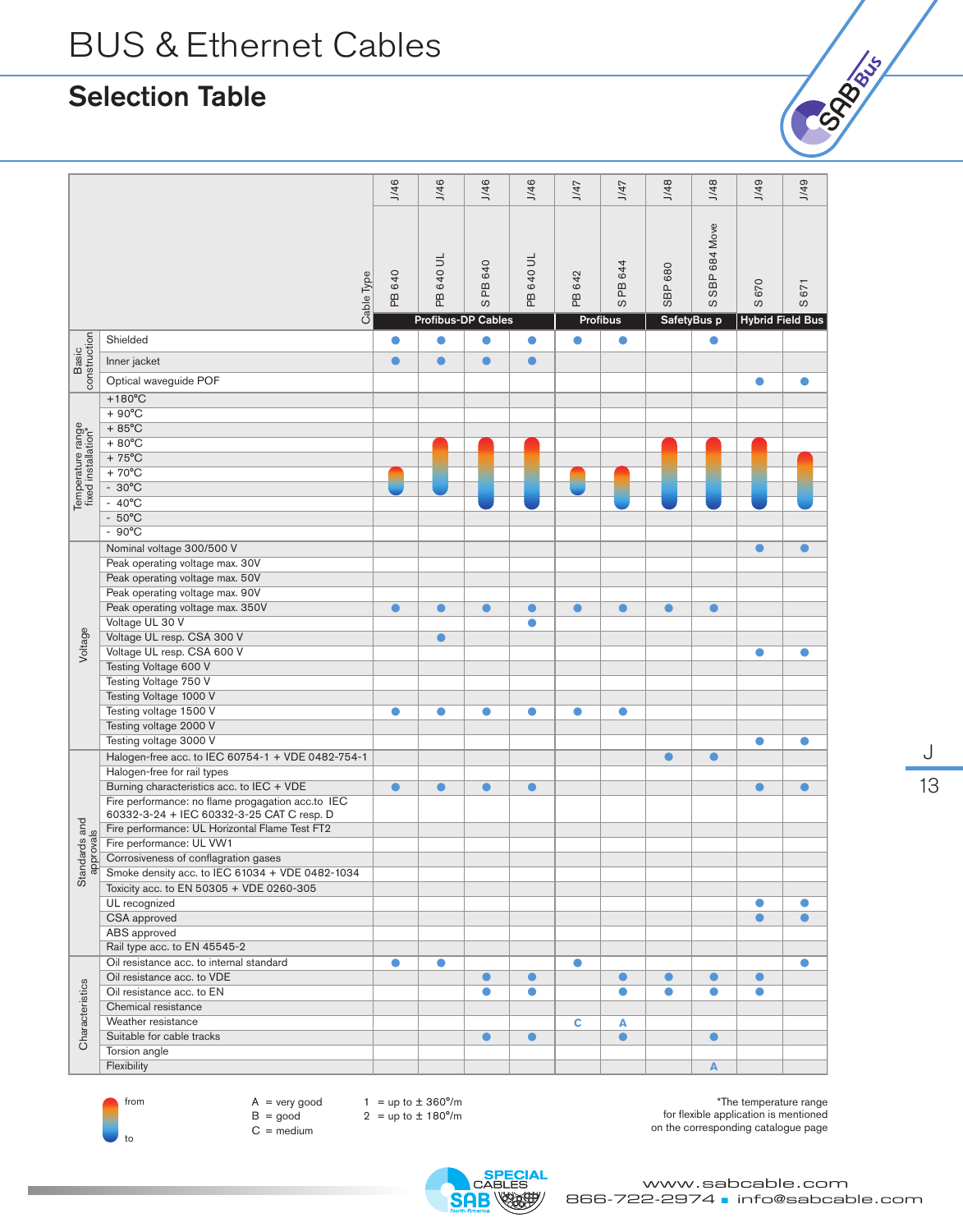# BUS & Ethernet Cables

## Selection Table

| | Cable Type | J/46 | J/46 | J/46 | J/46 | J/47 | J/47 | J/48 | J/48 | J/49 | J/49 |
|---|---|---|---|---|---|---|---|---|---|---|---|
| | | PB 640 | PB 640 UL | S PB 640 | PB 640 UL | PB 642 | S PB 644 | SBP 680 | S SBP 684 Move | S 670 | S 671 |
| | | Profibus-DP Cables | | | | Profibus | | SafetyBus p | | Hybrid Field Bus | |
| Basic construction | Shielded | ● | ● | ● | ● | ● | ● | | ● | | |
| | Inner jacket | ● | ● | ● | ● | | | | | | |
| | Optical waveguide POF | | | | | | | | | ● | ● |
| Temperature range fixed installation* | +180°C | | | | | | | | | | |
| | + 90°C | | | | | | | | | | |
| | + 85°C | | | | | | | | | | |
| | + 80°C | | ● | ● | ● | | | ● | ● | ● | |
| | + 75°C | | ● | ● | ● | | | ● | ● | ● | ● |
| | + 70°C | ● | ● | ● | ● | ● | ● | ● | ● | ● | ● |
| | - 30°C | ● | ● | ● | ● | ● | ● | ● | ● | ● | ● |
| | - 40°C | | | ● | ● | | ● | ● | ● | ● | ● |
| | - 50°C | | | | | | | | | | |
| | - 90°C | | | | | | | | | | |
| Voltage | Nominal voltage 300/500 V | | | | | | | | | ● | ● |
| | Peak operating voltage max. 30V | | | | | | | | | | |
| | Peak operating voltage max. 50V | | | | | | | | | | |
| | Peak operating voltage max. 90V | | | | | | | | | | |
| | Peak operating voltage max. 350V | ● | ● | ● | ● | ● | ● | ● | ● | | |
| | Voltage UL 30 V | | | | ● | | | | | | |
| | Voltage UL resp. CSA 300 V | | ● | | | | | | | | |
| | Voltage UL resp. CSA 600 V | | | | | | | | | ● | ● |
| | Testing Voltage 600 V | | | | | | | | | | |
| | Testing Voltage 750 V | | | | | | | | | | |
| | Testing Voltage 1000 V | | | | | | | | | | |
| | Testing voltage 1500 V | ● | ● | ● | ● | ● | ● | | | | |
| | Testing voltage 2000 V | | | | | | | | | | |
| | Testing voltage 3000 V | | | | | | | | | ● | ● |
| Standards and approvals | Halogen-free acc. to IEC 60754-1 + VDE 0482-754-1 | | | | | | | ● | ● | | |
| | Halogen-free for rail types | | | | | | | | | | |
| | Burning characteristics acc. to IEC + VDE | ● | ● | ● | ● | | | | | ● | ● |
| | Fire performance: no flame progagation acc.to IEC 60332-3-24 + IEC 60332-3-25 CAT C resp. D | | | | | | | | | | |
| | Fire performance: UL Horizontal Flame Test FT2 | | | | | | | | | | |
| | Fire performance: UL VW1 | | | | | | | | | | |
| | Corrosiveness of conflagration gases | | | | | | | | | | |
| | Smoke density acc. to IEC 61034 + VDE 0482-1034 | | | | | | | | | | |
| | Toxicity acc. to EN 50305 + VDE 0260-305 | | | | | | | | | | |
| | UL recognized | | | | | | | | | ● | ● |
| | CSA approved | | | | | | | | | ● | ● |
| | ABS approved | | | | | | | | | | |
| | Rail type acc. to EN 45545-2 | | | | | | | | | | |
| Characteristics | Oil resistance acc. to internal standard | ● | ● | | | ● | | | | | ● |
| | Oil resistance acc. to VDE | | | ● | ● | | ● | ● | ● | ● | |
| | Oil resistance acc. to EN | | | ● | ● | | ● | ● | ● | ● | |
| | Chemical resistance | | | | | | | | | | |
| | Weather resistance | | | | | C | A | | | | |
| | Suitable for cable tracks | | | ● | ● | | ● | | ● | | |
| | Torsion angle | | | | | | | | | | |
| | Flexibility | | | | | | | | A | | |

from – to (temperature range bar)

A = very good
B = good
C = medium

1 = up to ± 360°/m
2 = up to ± 180°/m

*The temperature range for flexible application is mentioned on the corresponding catalogue page